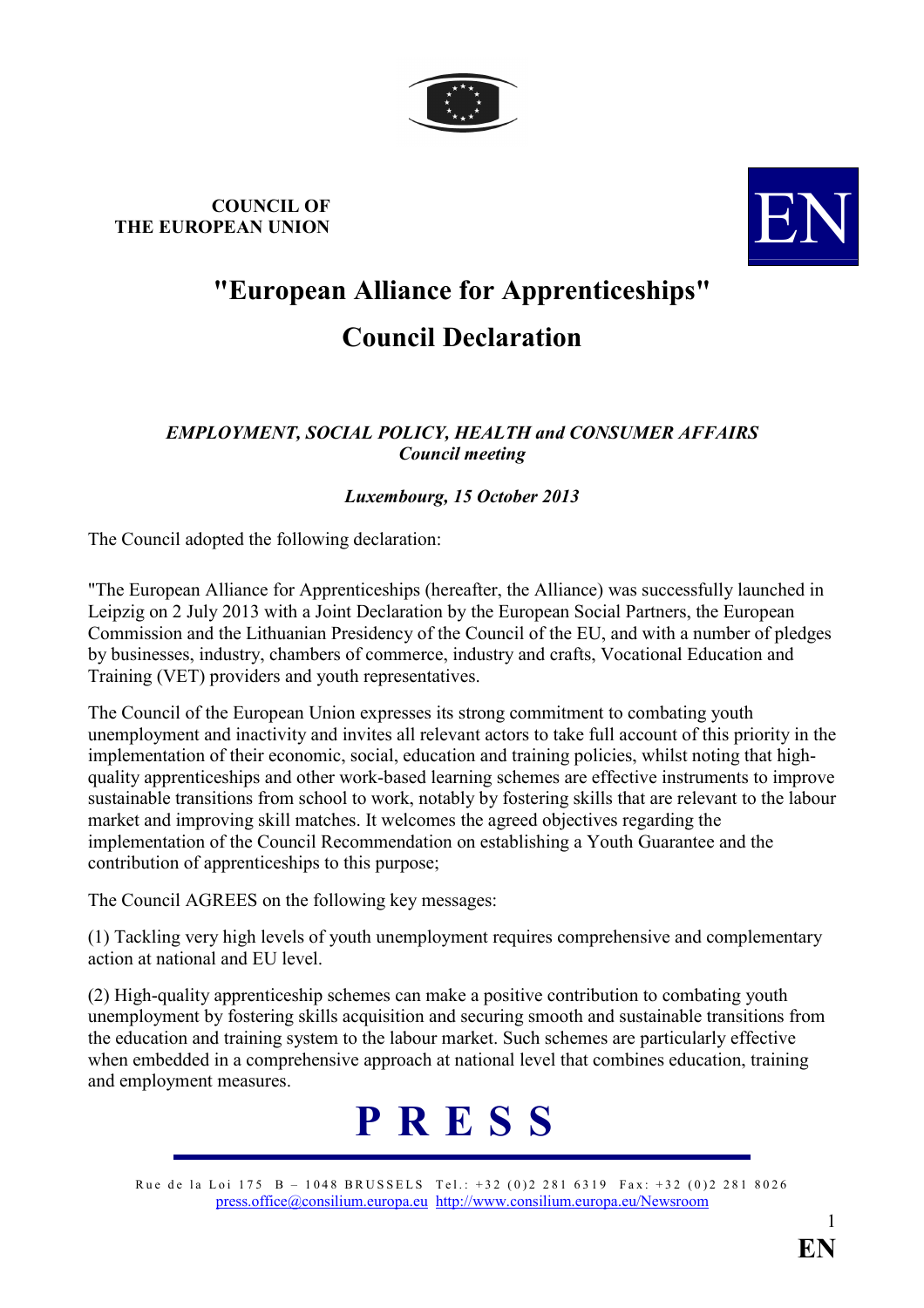**COUNCIL OF THE EUROPEAN UNION**

# "European Alliance for Apprenticeships" Council Declaration

***EMPLOYMENT, SOCIAL POLICY, HEALTH and CONSUMER AFFAIRS Council meeting***

***Luxembourg, 15 October 2013***

The Council adopted the following declaration:

"The European Alliance for Apprenticeships (hereafter, the Alliance) was successfully launched in Leipzig on 2 July 2013 with a Joint Declaration by the European Social Partners, the European Commission and the Lithuanian Presidency of the Council of the EU, and with a number of pledges by businesses, industry, chambers of commerce, industry and crafts, Vocational Education and Training (VET) providers and youth representatives.

The Council of the European Union expresses its strong commitment to combating youth unemployment and inactivity and invites all relevant actors to take full account of this priority in the implementation of their economic, social, education and training policies, whilst noting that high-quality apprenticeships and other work-based learning schemes are effective instruments to improve sustainable transitions from school to work, notably by fostering skills that are relevant to the labour market and improving skill matches. It welcomes the agreed objectives regarding the implementation of the Council Recommendation on establishing a Youth Guarantee and the contribution of apprenticeships to this purpose;

The Council AGREES on the following key messages:

(1) Tackling very high levels of youth unemployment requires comprehensive and complementary action at national and EU level.

(2) High-quality apprenticeship schemes can make a positive contribution to combating youth unemployment by fostering skills acquisition and securing smooth and sustainable transitions from the education and training system to the labour market. Such schemes are particularly effective when embedded in a comprehensive approach at national level that combines education, training and employment measures.

**PRESS**

Rue de la Loi 175 B – 1048 BRUSSELS Tel.: +32 (0)2 281 6319 Fax: +32 (0)2 281 8026
press.office@consilium.europa.eu http://www.consilium.europa.eu/Newsroom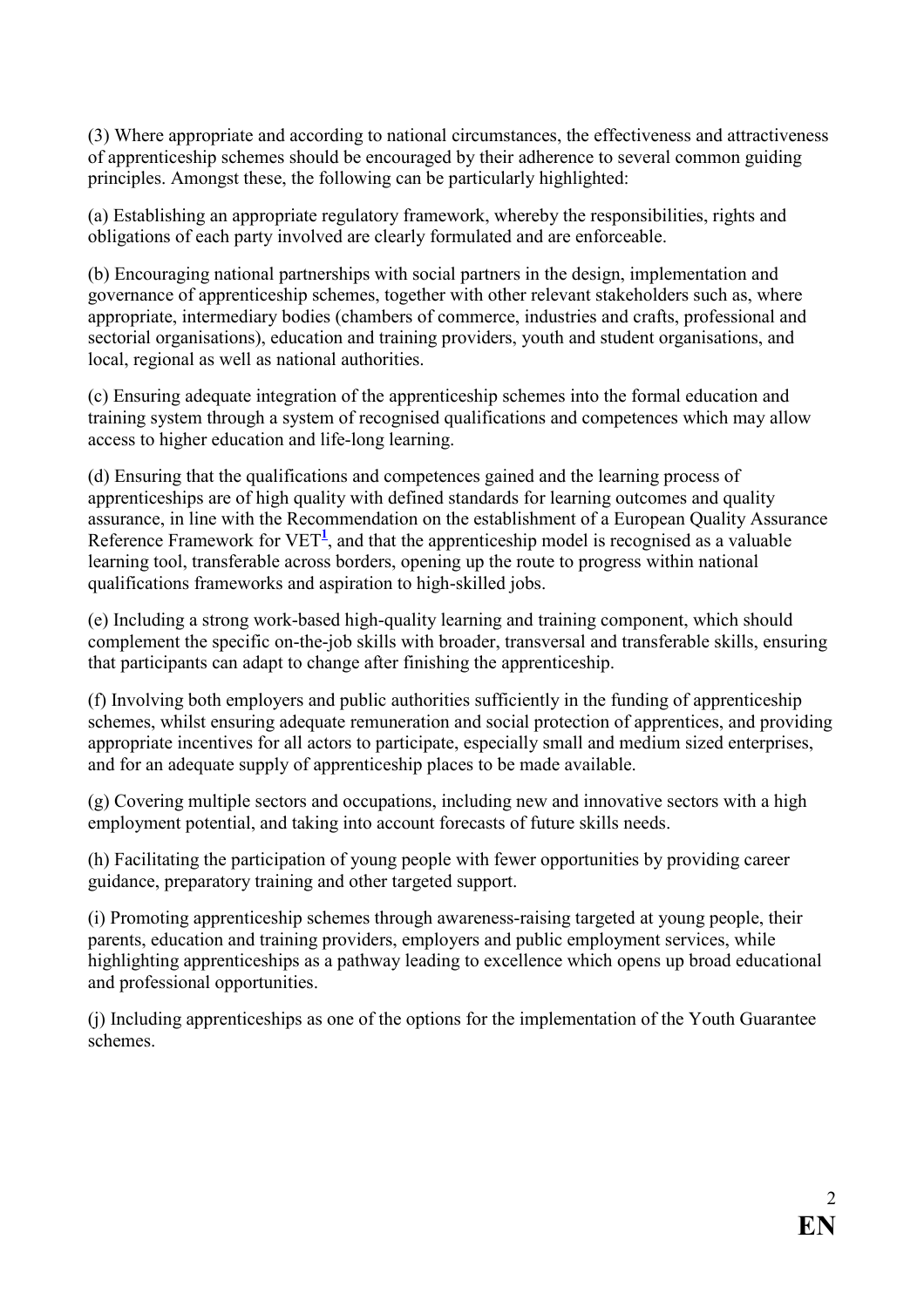(3) Where appropriate and according to national circumstances, the effectiveness and attractiveness of apprenticeship schemes should be encouraged by their adherence to several common guiding principles. Amongst these, the following can be particularly highlighted:

(a) Establishing an appropriate regulatory framework, whereby the responsibilities, rights and obligations of each party involved are clearly formulated and are enforceable.

(b) Encouraging national partnerships with social partners in the design, implementation and governance of apprenticeship schemes, together with other relevant stakeholders such as, where appropriate, intermediary bodies (chambers of commerce, industries and crafts, professional and sectorial organisations), education and training providers, youth and student organisations, and local, regional as well as national authorities.

(c) Ensuring adequate integration of the apprenticeship schemes into the formal education and training system through a system of recognised qualifications and competences which may allow access to higher education and life-long learning.

(d) Ensuring that the qualifications and competences gained and the learning process of apprenticeships are of high quality with defined standards for learning outcomes and quality assurance, in line with the Recommendation on the establishment of a European Quality Assurance Reference Framework for VET[1], and that the apprenticeship model is recognised as a valuable learning tool, transferable across borders, opening up the route to progress within national qualifications frameworks and aspiration to high-skilled jobs.

(e) Including a strong work-based high-quality learning and training component, which should complement the specific on-the-job skills with broader, transversal and transferable skills, ensuring that participants can adapt to change after finishing the apprenticeship.

(f) Involving both employers and public authorities sufficiently in the funding of apprenticeship schemes, whilst ensuring adequate remuneration and social protection of apprentices, and providing appropriate incentives for all actors to participate, especially small and medium sized enterprises, and for an adequate supply of apprenticeship places to be made available.

(g) Covering multiple sectors and occupations, including new and innovative sectors with a high employment potential, and taking into account forecasts of future skills needs.

(h) Facilitating the participation of young people with fewer opportunities by providing career guidance, preparatory training and other targeted support.

(i) Promoting apprenticeship schemes through awareness-raising targeted at young people, their parents, education and training providers, employers and public employment services, while highlighting apprenticeships as a pathway leading to excellence which opens up broad educational and professional opportunities.

(j) Including apprenticeships as one of the options for the implementation of the Youth Guarantee schemes.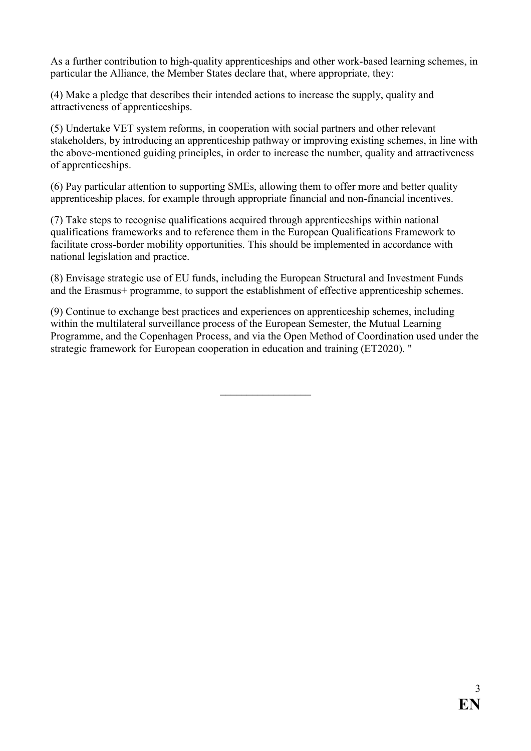As a further contribution to high-quality apprenticeships and other work-based learning schemes, in particular the Alliance, the Member States declare that, where appropriate, they:

(4) Make a pledge that describes their intended actions to increase the supply, quality and attractiveness of apprenticeships.

(5) Undertake VET system reforms, in cooperation with social partners and other relevant stakeholders, by introducing an apprenticeship pathway or improving existing schemes, in line with the above-mentioned guiding principles, in order to increase the number, quality and attractiveness of apprenticeships.

(6) Pay particular attention to supporting SMEs, allowing them to offer more and better quality apprenticeship places, for example through appropriate financial and non-financial incentives.

(7) Take steps to recognise qualifications acquired through apprenticeships within national qualifications frameworks and to reference them in the European Qualifications Framework to facilitate cross-border mobility opportunities. This should be implemented in accordance with national legislation and practice.

(8) Envisage strategic use of EU funds, including the European Structural and Investment Funds and the Erasmus+ programme, to support the establishment of effective apprenticeship schemes.

(9) Continue to exchange best practices and experiences on apprenticeship schemes, including within the multilateral surveillance process of the European Semester, the Mutual Learning Programme, and the Copenhagen Process, and via the Open Method of Coordination used under the strategic framework for European cooperation in education and training (ET2020). "

________________